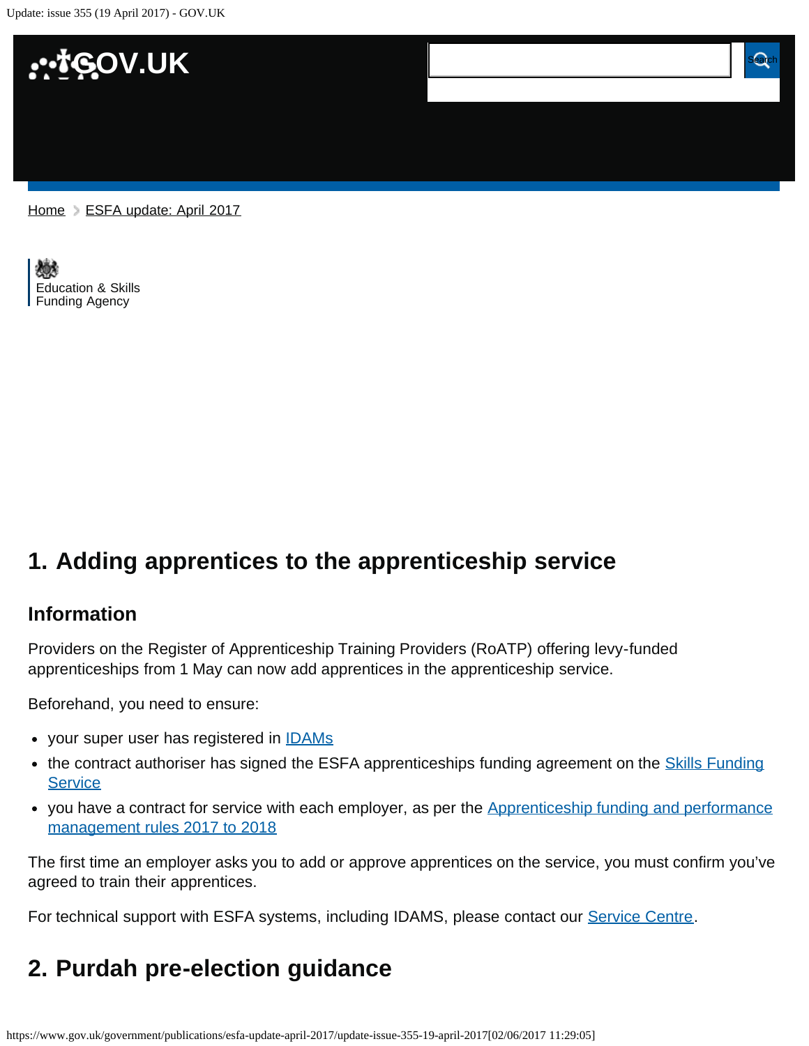Home > ESFA update: April 2017

Education & Skills Funding Agency

## 1. Adding apprentices to the apprenticeship service

### Information

Providers on the Register of Apprenticeship Training Providers (RoATP) offering levy-funded apprenticeships from 1 May can now add apprentices in the apprenticeship service.

Beforehand, you need to ensure:

- your super user has registered in IDAMs
- the contract authoriser has signed the ESFA apprenticeships funding agreement on the Skills Funding Service
- you have a contract for service with each employer, as per the Apprenticeship funding and performance management rules 2017 to 2018

The first time an employer asks you to add or approve apprentices on the service, you must confirm you've agreed to train their apprentices.

For technical support with ESFA systems, including IDAMS, please contact our Service Centre.

## 2. Purdah pre-election guidance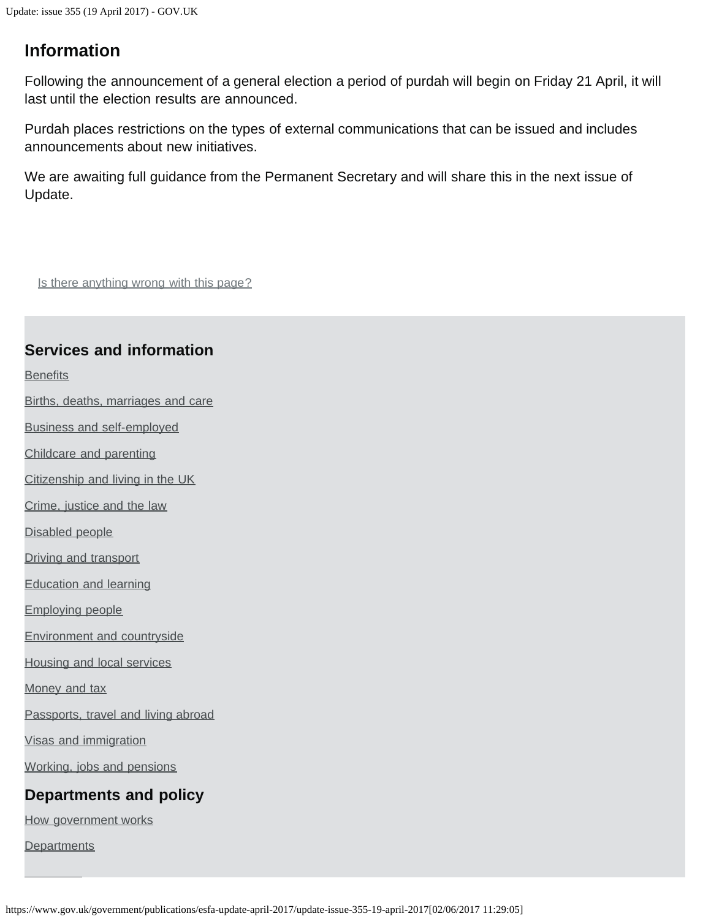## Information

Following the announcement of a general election a period of purdah will begin on Friday 21 April, it will last until the election results are announced.

Purdah places restrictions on the types of external communications that can be issued and includes announcements about new initiatives.

We are awaiting full guidance from the Permanent Secretary and will share this in the next issue of Update.

Is there anything wrong with this page?

### Services and information

- Benefits
- Births, deaths, marriages and care
- Business and self-employed
- Childcare and parenting
- Citizenship and living in the UK
- Crime, justice and the law
- Disabled people
- Driving and transport
- Education and learning
- Employing people
- Environment and countryside
- Housing and local services
- Money and tax
- Passports, travel and living abroad
- Visas and immigration
- Working, jobs and pensions

### Departments and policy

- How government works
- Departments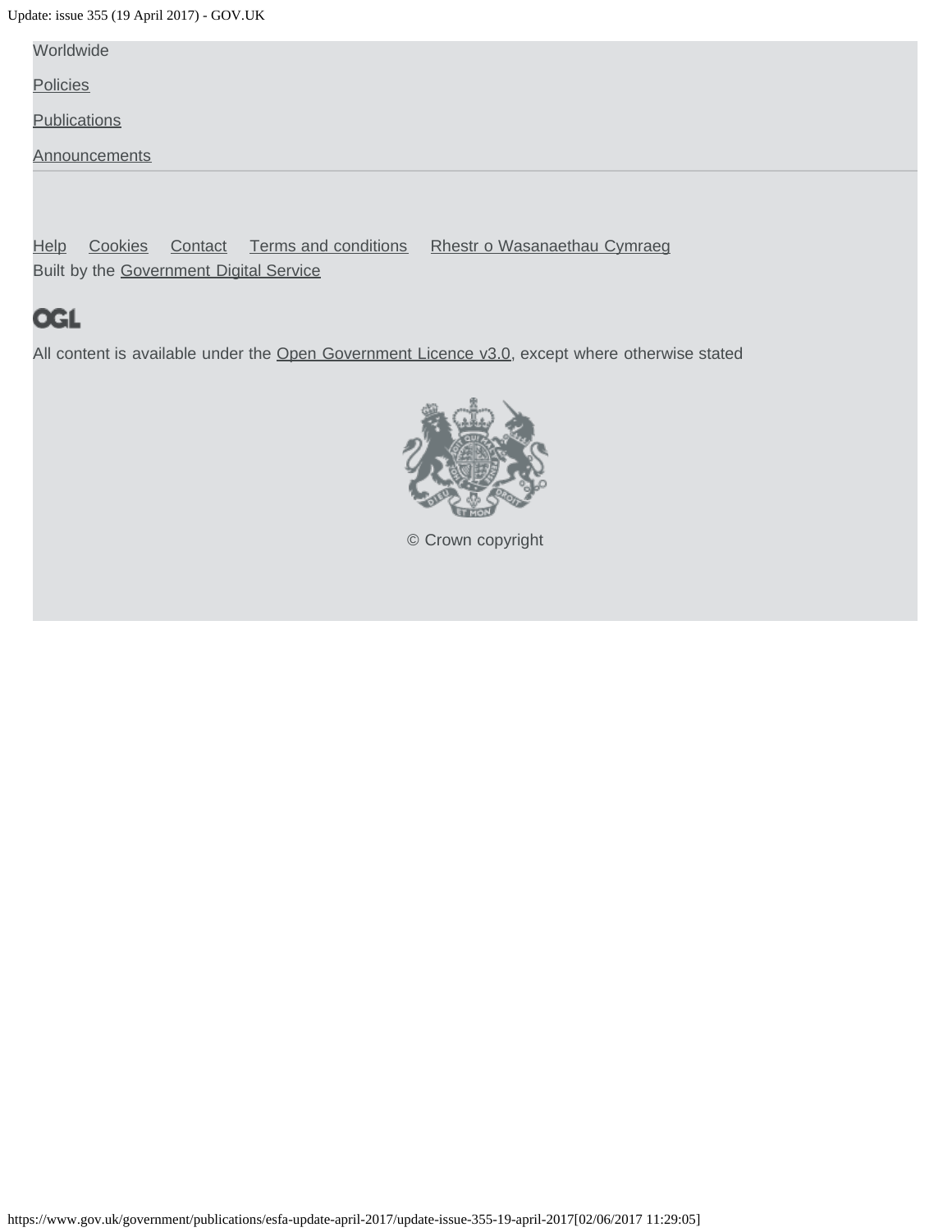Worldwide

Policies

Publications

Announcements

Help Cookies Contact Terms and conditions Rhestr o Wasanaethau Cymraeg

Built by the Government Digital Service

OGL

All content is available under the Open Government Licence v3.0, except where otherwise stated

© Crown copyright